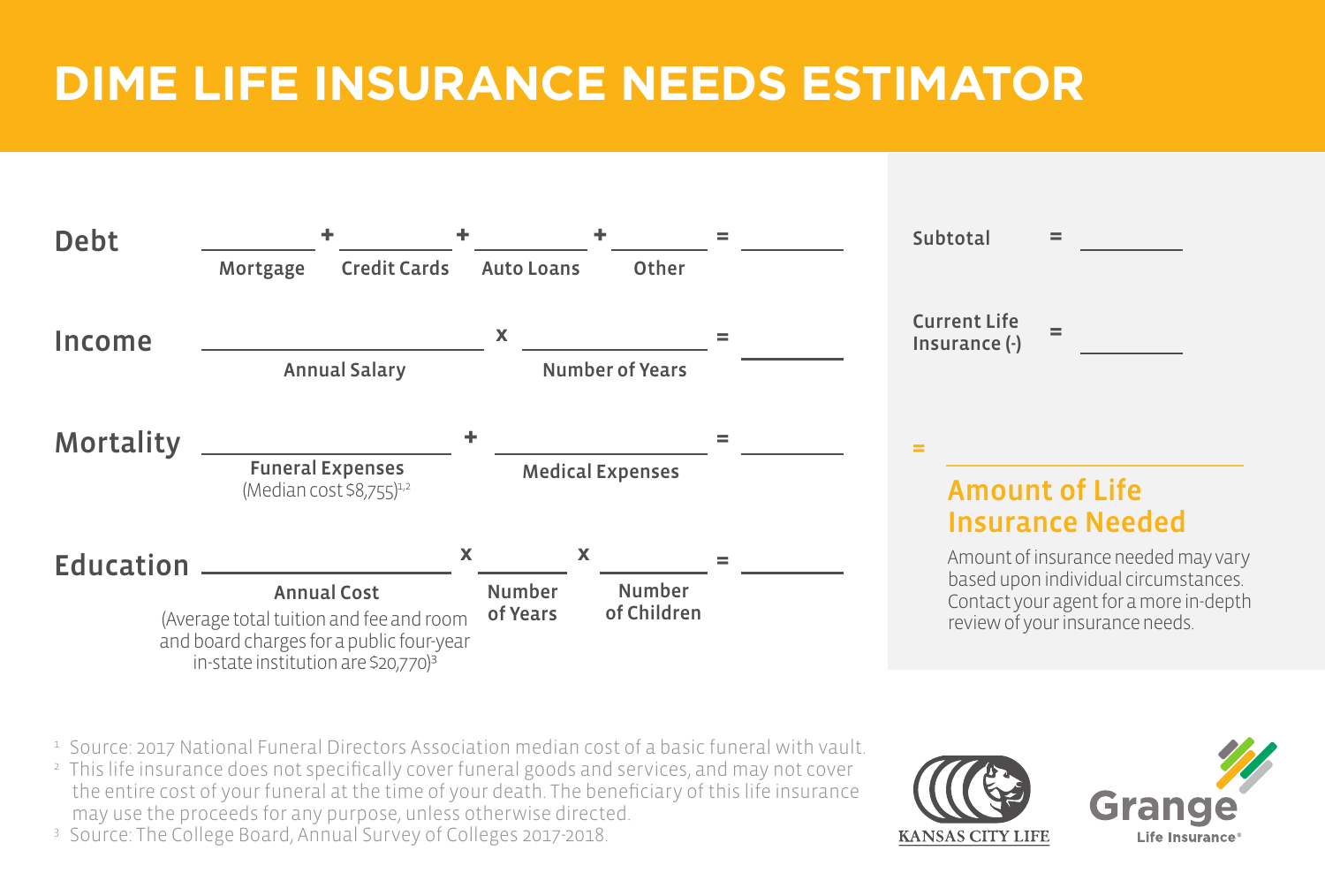# DIME LIFE INSURANCE NEEDS ESTIMATOR

**Debt** ________ + ________ + ________ + ________ = ________

Mortgage + Credit Cards + Auto Loans + Other

**Income** ________________ x ____________ = ________

Annual Salary x Number of Years

**Mortality** ________________ + ________________ = ________

Funeral Expenses (Median cost $8,755)[1,2] + Medical Expenses

**Education** ________________ x ________ x ________ = ________

Annual Cost (Average total tuition and fee and room and board charges for a public four-year in-state institution are $20,770)[3] x Number of Years x Number of Children

**Subtotal** = ________

**Current Life Insurance (-)** = ________

= ________

## Amount of Life Insurance Needed

Amount of insurance needed may vary based upon individual circumstances. Contact your agent for a more in-depth review of your insurance needs.

[1] Source: 2017 National Funeral Directors Association median cost of a basic funeral with vault.

[2] This life insurance does not specifically cover funeral goods and services, and may not cover the entire cost of your funeral at the time of your death. The beneficiary of this life insurance may use the proceeds for any purpose, unless otherwise directed.

[3] Source: The College Board, Annual Survey of Colleges 2017-2018.

KANSAS CITY LIFE

Grange Life Insurance®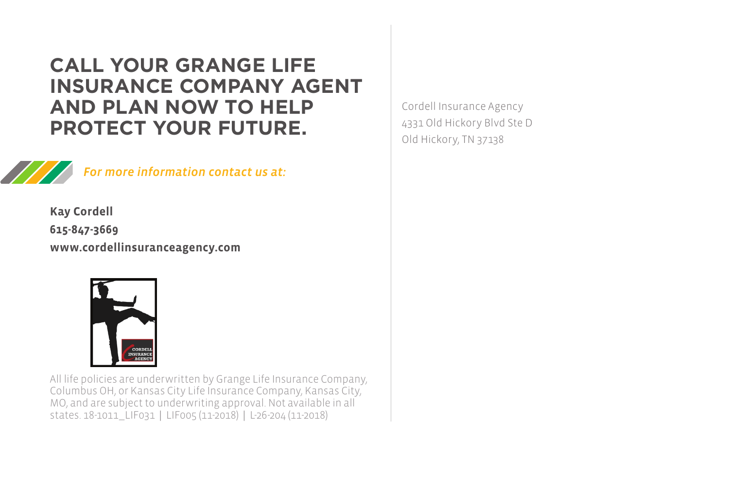# CALL YOUR GRANGE LIFE INSURANCE COMPANY AGENT AND PLAN NOW TO HELP PROTECT YOUR FUTURE.

*For more information contact us at:*

**Kay Cordell**

**615-847-3669**

**www.cordellinsuranceagency.com**

All life policies are underwritten by Grange Life Insurance Company, Columbus OH, or Kansas City Life Insurance Company, Kansas City, MO, and are subject to underwriting approval. Not available in all states. 18-1011_LIF031 | LIF005 (11-2018) | L-26-204 (11-2018)

Cordell Insurance Agency
4331 Old Hickory Blvd Ste D
Old Hickory, TN 37138